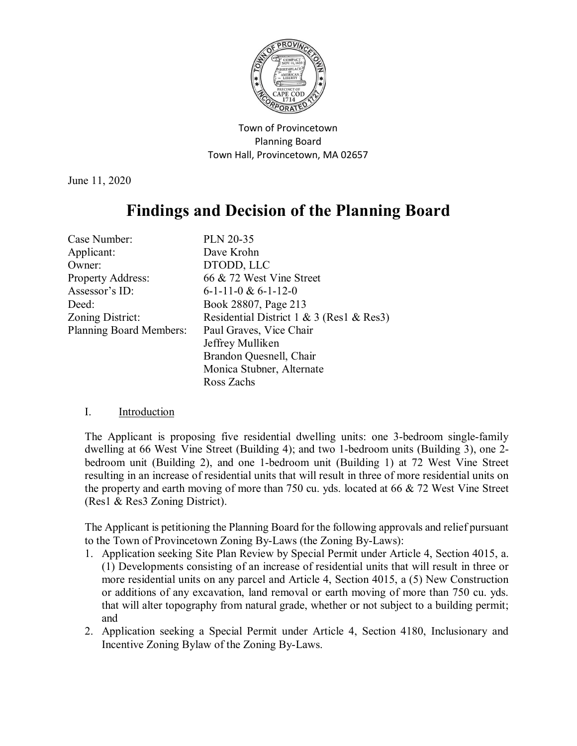Town of Provincetown
Planning Board
Town Hall, Provincetown, MA 02657

June 11, 2020

# Findings and Decision of the Planning Board

| | |
|---|---|
| Case Number: | PLN 20-35 |
| Applicant: | Dave Krohn |
| Owner: | DTODD, LLC |
| Property Address: | 66 & 72 West Vine Street |
| Assessor's ID: | 6-1-11-0 & 6-1-12-0 |
| Deed: | Book 28807, Page 213 |
| Zoning District: | Residential District 1 & 3 (Res1 & Res3) |
| Planning Board Members: | Paul Graves, Vice Chair<br>Jeffrey Mulliken<br>Brandon Quesnell, Chair<br>Monica Stubner, Alternate<br>Ross Zachs |

## I. Introduction

The Applicant is proposing five residential dwelling units: one 3-bedroom single-family dwelling at 66 West Vine Street (Building 4); and two 1-bedroom units (Building 3), one 2-bedroom unit (Building 2), and one 1-bedroom unit (Building 1) at 72 West Vine Street resulting in an increase of residential units that will result in three of more residential units on the property and earth moving of more than 750 cu. yds. located at 66 & 72 West Vine Street (Res1 & Res3 Zoning District).

The Applicant is petitioning the Planning Board for the following approvals and relief pursuant to the Town of Provincetown Zoning By-Laws (the Zoning By-Laws):

1. Application seeking Site Plan Review by Special Permit under Article 4, Section 4015, a. (1) Developments consisting of an increase of residential units that will result in three or more residential units on any parcel and Article 4, Section 4015, a (5) New Construction or additions of any excavation, land removal or earth moving of more than 750 cu. yds. that will alter topography from natural grade, whether or not subject to a building permit; and
2. Application seeking a Special Permit under Article 4, Section 4180, Inclusionary and Incentive Zoning Bylaw of the Zoning By-Laws.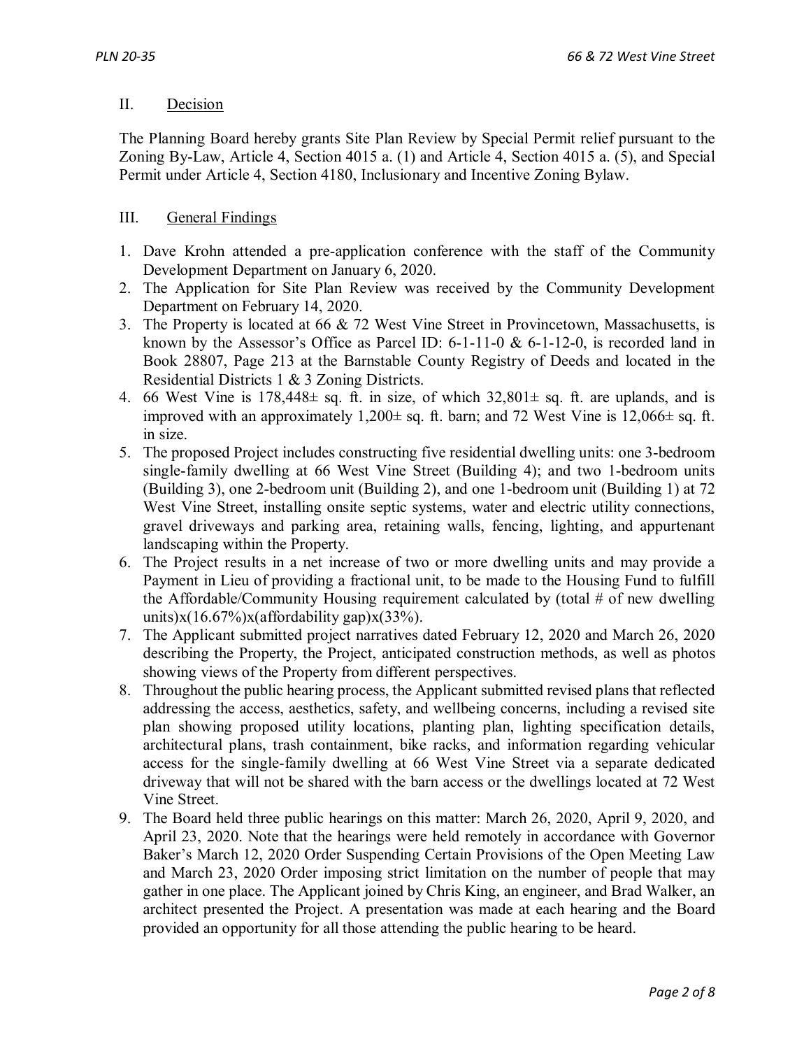## II. Decision

The Planning Board hereby grants Site Plan Review by Special Permit relief pursuant to the Zoning By-Law, Article 4, Section 4015 a. (1) and Article 4, Section 4015 a. (5), and Special Permit under Article 4, Section 4180, Inclusionary and Incentive Zoning Bylaw.

## III. General Findings

1. Dave Krohn attended a pre-application conference with the staff of the Community Development Department on January 6, 2020.
2. The Application for Site Plan Review was received by the Community Development Department on February 14, 2020.
3. The Property is located at 66 & 72 West Vine Street in Provincetown, Massachusetts, is known by the Assessor's Office as Parcel ID: 6-1-11-0 & 6-1-12-0, is recorded land in Book 28807, Page 213 at the Barnstable County Registry of Deeds and located in the Residential Districts 1 & 3 Zoning Districts.
4. 66 West Vine is 178,448± sq. ft. in size, of which 32,801± sq. ft. are uplands, and is improved with an approximately 1,200± sq. ft. barn; and 72 West Vine is 12,066± sq. ft. in size.
5. The proposed Project includes constructing five residential dwelling units: one 3-bedroom single-family dwelling at 66 West Vine Street (Building 4); and two 1-bedroom units (Building 3), one 2-bedroom unit (Building 2), and one 1-bedroom unit (Building 1) at 72 West Vine Street, installing onsite septic systems, water and electric utility connections, gravel driveways and parking area, retaining walls, fencing, lighting, and appurtenant landscaping within the Property.
6. The Project results in a net increase of two or more dwelling units and may provide a Payment in Lieu of providing a fractional unit, to be made to the Housing Fund to fulfill the Affordable/Community Housing requirement calculated by (total # of new dwelling units)x(16.67%)x(affordability gap)x(33%).
7. The Applicant submitted project narratives dated February 12, 2020 and March 26, 2020 describing the Property, the Project, anticipated construction methods, as well as photos showing views of the Property from different perspectives.
8. Throughout the public hearing process, the Applicant submitted revised plans that reflected addressing the access, aesthetics, safety, and wellbeing concerns, including a revised site plan showing proposed utility locations, planting plan, lighting specification details, architectural plans, trash containment, bike racks, and information regarding vehicular access for the single-family dwelling at 66 West Vine Street via a separate dedicated driveway that will not be shared with the barn access or the dwellings located at 72 West Vine Street.
9. The Board held three public hearings on this matter: March 26, 2020, April 9, 2020, and April 23, 2020. Note that the hearings were held remotely in accordance with Governor Baker's March 12, 2020 Order Suspending Certain Provisions of the Open Meeting Law and March 23, 2020 Order imposing strict limitation on the number of people that may gather in one place. The Applicant joined by Chris King, an engineer, and Brad Walker, an architect presented the Project. A presentation was made at each hearing and the Board provided an opportunity for all those attending the public hearing to be heard.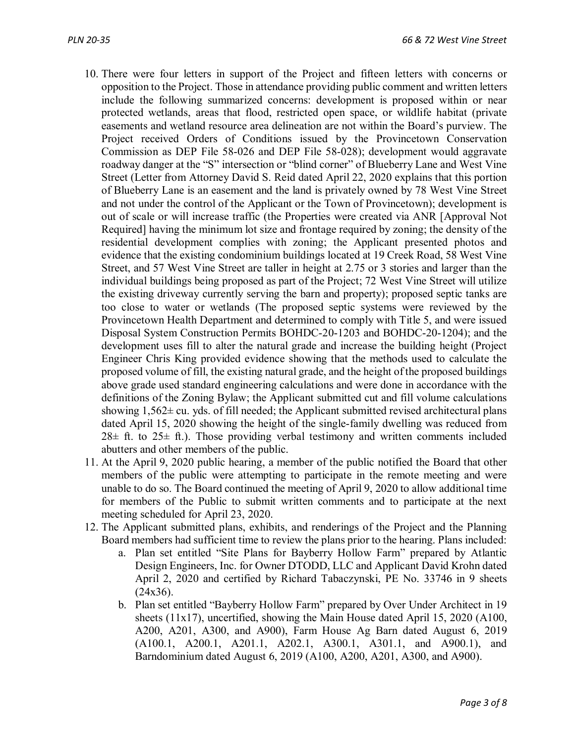10. There were four letters in support of the Project and fifteen letters with concerns or opposition to the Project. Those in attendance providing public comment and written letters include the following summarized concerns: development is proposed within or near protected wetlands, areas that flood, restricted open space, or wildlife habitat (private easements and wetland resource area delineation are not within the Board's purview. The Project received Orders of Conditions issued by the Provincetown Conservation Commission as DEP File 58-026 and DEP File 58-028); development would aggravate roadway danger at the "S" intersection or "blind corner" of Blueberry Lane and West Vine Street (Letter from Attorney David S. Reid dated April 22, 2020 explains that this portion of Blueberry Lane is an easement and the land is privately owned by 78 West Vine Street and not under the control of the Applicant or the Town of Provincetown); development is out of scale or will increase traffic (the Properties were created via ANR [Approval Not Required] having the minimum lot size and frontage required by zoning; the density of the residential development complies with zoning; the Applicant presented photos and evidence that the existing condominium buildings located at 19 Creek Road, 58 West Vine Street, and 57 West Vine Street are taller in height at 2.75 or 3 stories and larger than the individual buildings being proposed as part of the Project; 72 West Vine Street will utilize the existing driveway currently serving the barn and property); proposed septic tanks are too close to water or wetlands (The proposed septic systems were reviewed by the Provincetown Health Department and determined to comply with Title 5, and were issued Disposal System Construction Permits BOHDC-20-1203 and BOHDC-20-1204); and the development uses fill to alter the natural grade and increase the building height (Project Engineer Chris King provided evidence showing that the methods used to calculate the proposed volume of fill, the existing natural grade, and the height of the proposed buildings above grade used standard engineering calculations and were done in accordance with the definitions of the Zoning Bylaw; the Applicant submitted cut and fill volume calculations showing 1,562± cu. yds. of fill needed; the Applicant submitted revised architectural plans dated April 15, 2020 showing the height of the single-family dwelling was reduced from 28± ft. to 25± ft.). Those providing verbal testimony and written comments included abutters and other members of the public.
11. At the April 9, 2020 public hearing, a member of the public notified the Board that other members of the public were attempting to participate in the remote meeting and were unable to do so. The Board continued the meeting of April 9, 2020 to allow additional time for members of the Public to submit written comments and to participate at the next meeting scheduled for April 23, 2020.
12. The Applicant submitted plans, exhibits, and renderings of the Project and the Planning Board members had sufficient time to review the plans prior to the hearing. Plans included:
    a. Plan set entitled "Site Plans for Bayberry Hollow Farm" prepared by Atlantic Design Engineers, Inc. for Owner DTODD, LLC and Applicant David Krohn dated April 2, 2020 and certified by Richard Tabaczynski, PE No. 33746 in 9 sheets (24x36).
    b. Plan set entitled "Bayberry Hollow Farm" prepared by Over Under Architect in 19 sheets (11x17), uncertified, showing the Main House dated April 15, 2020 (A100, A200, A201, A300, and A900), Farm House Ag Barn dated August 6, 2019 (A100.1, A200.1, A201.1, A202.1, A300.1, A301.1, and A900.1), and Barndominium dated August 6, 2019 (A100, A200, A201, A300, and A900).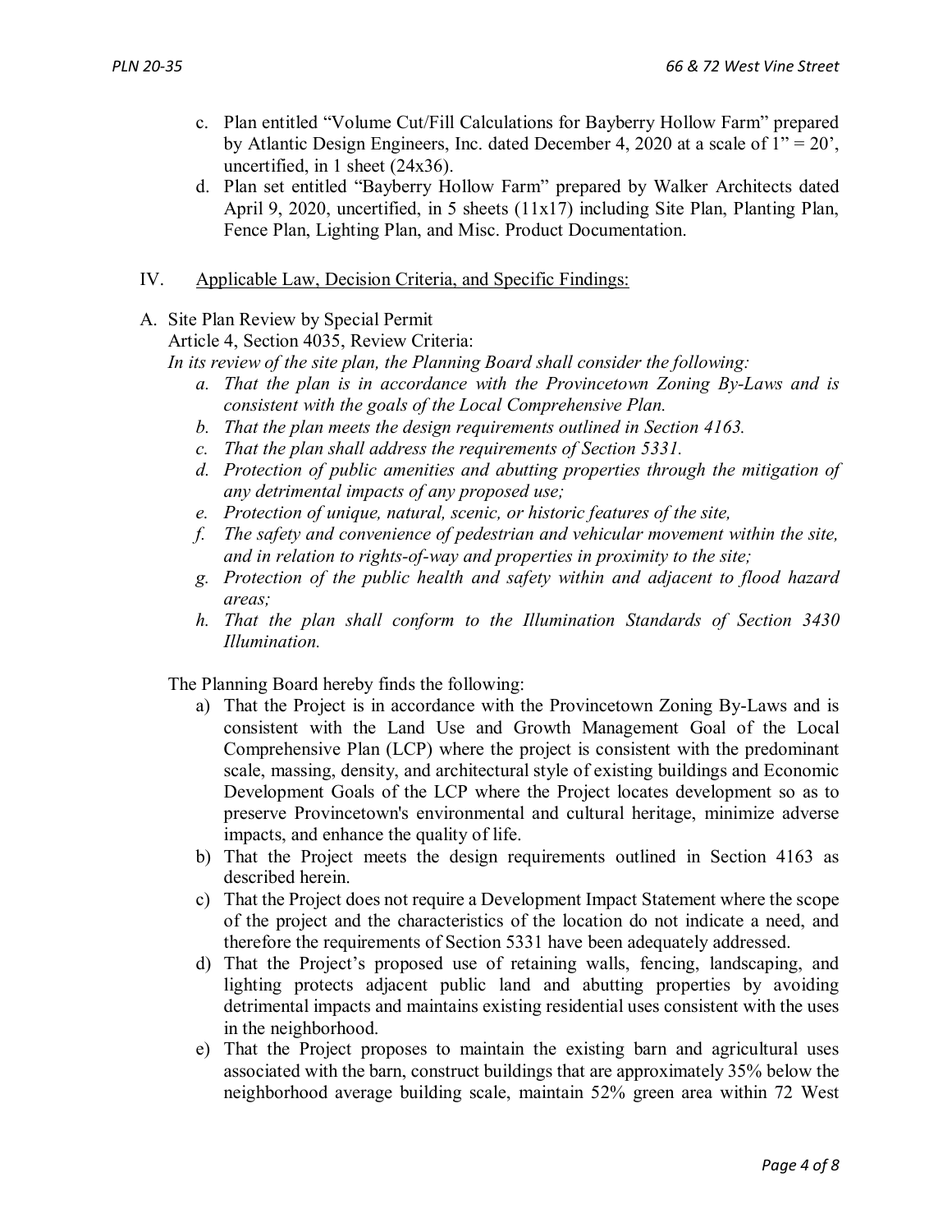c. Plan entitled "Volume Cut/Fill Calculations for Bayberry Hollow Farm" prepared by Atlantic Design Engineers, Inc. dated December 4, 2020 at a scale of 1" = 20', uncertified, in 1 sheet (24x36).

d. Plan set entitled "Bayberry Hollow Farm" prepared by Walker Architects dated April 9, 2020, uncertified, in 5 sheets (11x17) including Site Plan, Planting Plan, Fence Plan, Lighting Plan, and Misc. Product Documentation.

IV. Applicable Law, Decision Criteria, and Specific Findings:

A. Site Plan Review by Special Permit

Article 4, Section 4035, Review Criteria:

*In its review of the site plan, the Planning Board shall consider the following:*

*a. That the plan is in accordance with the Provincetown Zoning By-Laws and is consistent with the goals of the Local Comprehensive Plan.*

*b. That the plan meets the design requirements outlined in Section 4163.*

*c. That the plan shall address the requirements of Section 5331.*

*d. Protection of public amenities and abutting properties through the mitigation of any detrimental impacts of any proposed use;*

*e. Protection of unique, natural, scenic, or historic features of the site,*

*f. The safety and convenience of pedestrian and vehicular movement within the site, and in relation to rights-of-way and properties in proximity to the site;*

*g. Protection of the public health and safety within and adjacent to flood hazard areas;*

*h. That the plan shall conform to the Illumination Standards of Section 3430 Illumination.*

The Planning Board hereby finds the following:

a) That the Project is in accordance with the Provincetown Zoning By-Laws and is consistent with the Land Use and Growth Management Goal of the Local Comprehensive Plan (LCP) where the project is consistent with the predominant scale, massing, density, and architectural style of existing buildings and Economic Development Goals of the LCP where the Project locates development so as to preserve Provincetown's environmental and cultural heritage, minimize adverse impacts, and enhance the quality of life.

b) That the Project meets the design requirements outlined in Section 4163 as described herein.

c) That the Project does not require a Development Impact Statement where the scope of the project and the characteristics of the location do not indicate a need, and therefore the requirements of Section 5331 have been adequately addressed.

d) That the Project's proposed use of retaining walls, fencing, landscaping, and lighting protects adjacent public land and abutting properties by avoiding detrimental impacts and maintains existing residential uses consistent with the uses in the neighborhood.

e) That the Project proposes to maintain the existing barn and agricultural uses associated with the barn, construct buildings that are approximately 35% below the neighborhood average building scale, maintain 52% green area within 72 West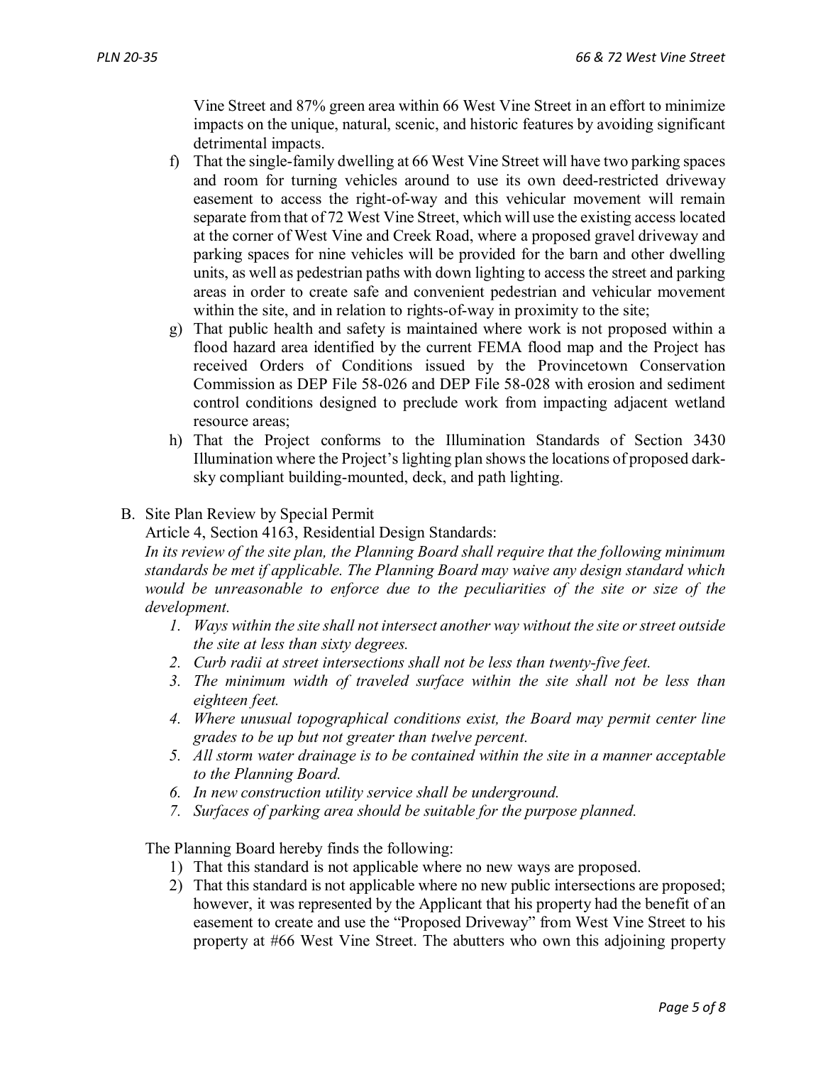Vine Street and 87% green area within 66 West Vine Street in an effort to minimize impacts on the unique, natural, scenic, and historic features by avoiding significant detrimental impacts.

f) That the single-family dwelling at 66 West Vine Street will have two parking spaces and room for turning vehicles around to use its own deed-restricted driveway easement to access the right-of-way and this vehicular movement will remain separate from that of 72 West Vine Street, which will use the existing access located at the corner of West Vine and Creek Road, where a proposed gravel driveway and parking spaces for nine vehicles will be provided for the barn and other dwelling units, as well as pedestrian paths with down lighting to access the street and parking areas in order to create safe and convenient pedestrian and vehicular movement within the site, and in relation to rights-of-way in proximity to the site;

g) That public health and safety is maintained where work is not proposed within a flood hazard area identified by the current FEMA flood map and the Project has received Orders of Conditions issued by the Provincetown Conservation Commission as DEP File 58-026 and DEP File 58-028 with erosion and sediment control conditions designed to preclude work from impacting adjacent wetland resource areas;

h) That the Project conforms to the Illumination Standards of Section 3430 Illumination where the Project's lighting plan shows the locations of proposed dark-sky compliant building-mounted, deck, and path lighting.

B. Site Plan Review by Special Permit

Article 4, Section 4163, Residential Design Standards:

*In its review of the site plan, the Planning Board shall require that the following minimum standards be met if applicable. The Planning Board may waive any design standard which would be unreasonable to enforce due to the peculiarities of the site or size of the development.*

1. *Ways within the site shall not intersect another way without the site or street outside the site at less than sixty degrees.*
2. *Curb radii at street intersections shall not be less than twenty-five feet.*
3. *The minimum width of traveled surface within the site shall not be less than eighteen feet.*
4. *Where unusual topographical conditions exist, the Board may permit center line grades to be up but not greater than twelve percent.*
5. *All storm water drainage is to be contained within the site in a manner acceptable to the Planning Board.*
6. *In new construction utility service shall be underground.*
7. *Surfaces of parking area should be suitable for the purpose planned.*

The Planning Board hereby finds the following:

1) That this standard is not applicable where no new ways are proposed.
2) That this standard is not applicable where no new public intersections are proposed; however, it was represented by the Applicant that his property had the benefit of an easement to create and use the "Proposed Driveway" from West Vine Street to his property at #66 West Vine Street. The abutters who own this adjoining property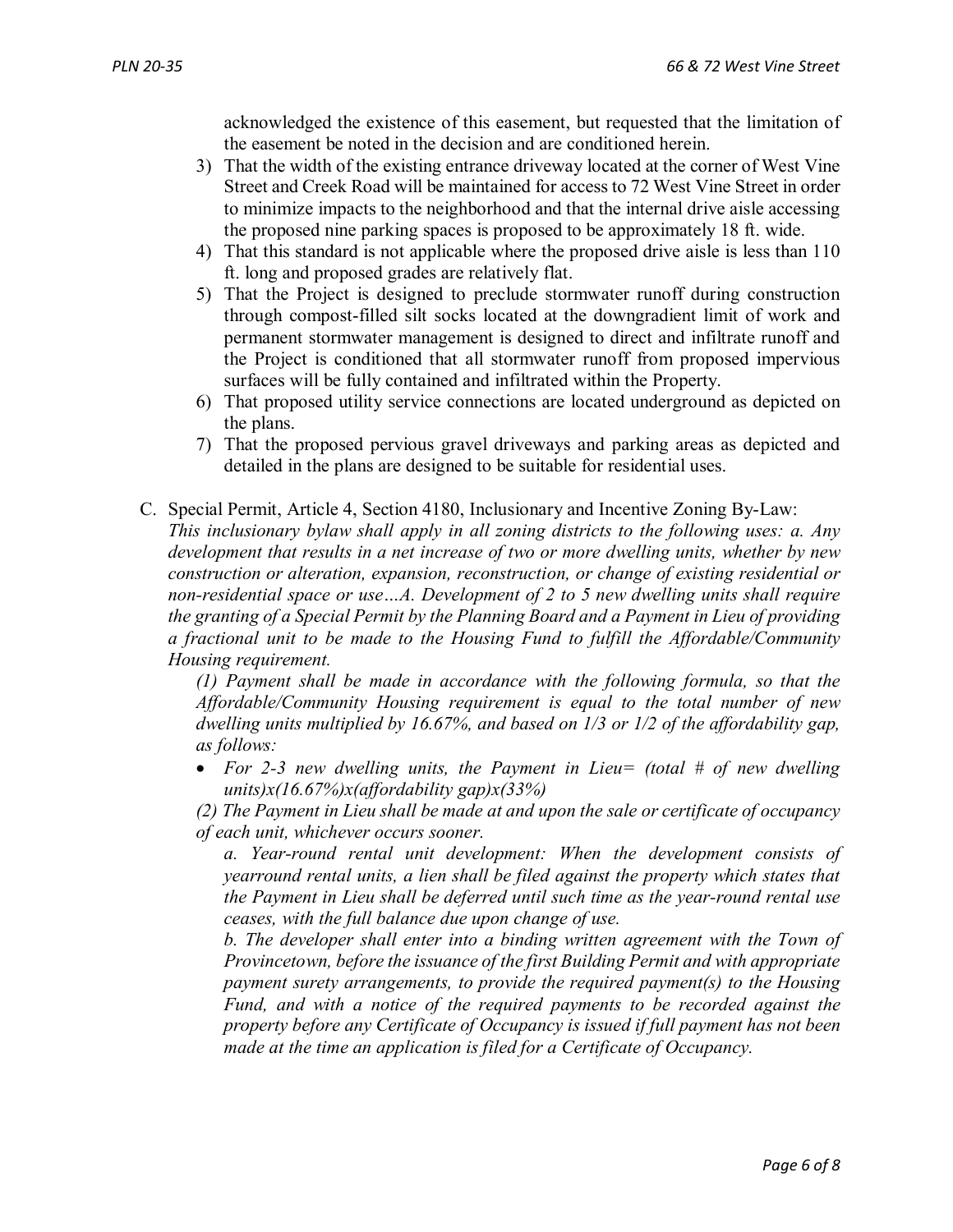acknowledged the existence of this easement, but requested that the limitation of the easement be noted in the decision and are conditioned herein.

3) That the width of the existing entrance driveway located at the corner of West Vine Street and Creek Road will be maintained for access to 72 West Vine Street in order to minimize impacts to the neighborhood and that the internal drive aisle accessing the proposed nine parking spaces is proposed to be approximately 18 ft. wide.
4) That this standard is not applicable where the proposed drive aisle is less than 110 ft. long and proposed grades are relatively flat.
5) That the Project is designed to preclude stormwater runoff during construction through compost-filled silt socks located at the downgradient limit of work and permanent stormwater management is designed to direct and infiltrate runoff and the Project is conditioned that all stormwater runoff from proposed impervious surfaces will be fully contained and infiltrated within the Property.
6) That proposed utility service connections are located underground as depicted on the plans.
7) That the proposed pervious gravel driveways and parking areas as depicted and detailed in the plans are designed to be suitable for residential uses.

C. Special Permit, Article 4, Section 4180, Inclusionary and Incentive Zoning By-Law:
*This inclusionary bylaw shall apply in all zoning districts to the following uses: a. Any development that results in a net increase of two or more dwelling units, whether by new construction or alteration, expansion, reconstruction, or change of existing residential or non-residential space or use…A. Development of 2 to 5 new dwelling units shall require the granting of a Special Permit by the Planning Board and a Payment in Lieu of providing a fractional unit to be made to the Housing Fund to fulfill the Affordable/Community Housing requirement.*

*(1) Payment shall be made in accordance with the following formula, so that the Affordable/Community Housing requirement is equal to the total number of new dwelling units multiplied by 16.67%, and based on 1/3 or 1/2 of the affordability gap, as follows:*

- *For 2-3 new dwelling units, the Payment in Lieu= (total # of new dwelling units)x(16.67%)x(affordability gap)x(33%)*

*(2) The Payment in Lieu shall be made at and upon the sale or certificate of occupancy of each unit, whichever occurs sooner.*

*a. Year-round rental unit development: When the development consists of yearround rental units, a lien shall be filed against the property which states that the Payment in Lieu shall be deferred until such time as the year-round rental use ceases, with the full balance due upon change of use.*

*b. The developer shall enter into a binding written agreement with the Town of Provincetown, before the issuance of the first Building Permit and with appropriate payment surety arrangements, to provide the required payment(s) to the Housing Fund, and with a notice of the required payments to be recorded against the property before any Certificate of Occupancy is issued if full payment has not been made at the time an application is filed for a Certificate of Occupancy.*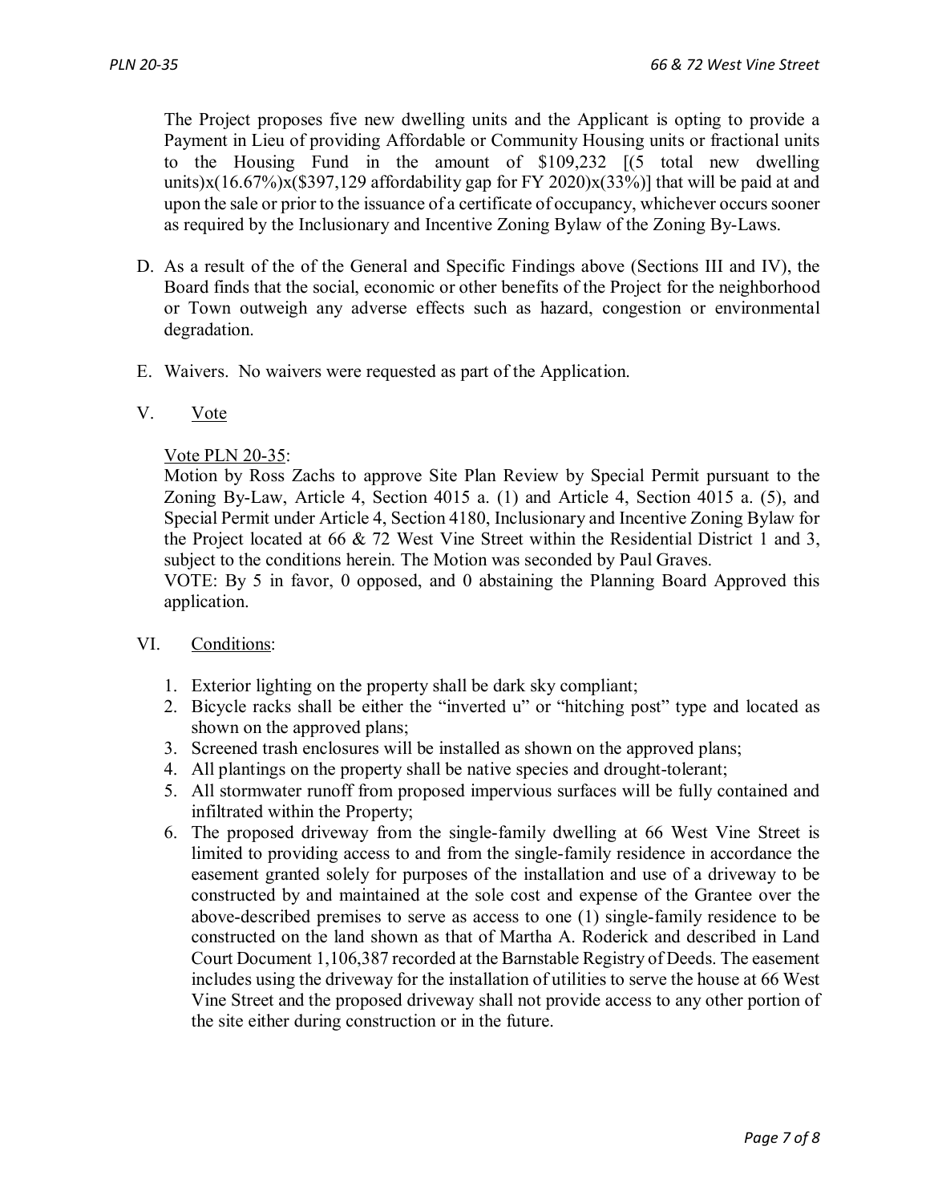The Project proposes five new dwelling units and the Applicant is opting to provide a Payment in Lieu of providing Affordable or Community Housing units or fractional units to the Housing Fund in the amount of $109,232 [(5 total new dwelling units)x(16.67%)x($397,129 affordability gap for FY 2020)x(33%)] that will be paid at and upon the sale or prior to the issuance of a certificate of occupancy, whichever occurs sooner as required by the Inclusionary and Incentive Zoning Bylaw of the Zoning By-Laws.

D. As a result of the of the General and Specific Findings above (Sections III and IV), the Board finds that the social, economic or other benefits of the Project for the neighborhood or Town outweigh any adverse effects such as hazard, congestion or environmental degradation.

E. Waivers. No waivers were requested as part of the Application.

## V. Vote

Vote PLN 20-35:

Motion by Ross Zachs to approve Site Plan Review by Special Permit pursuant to the Zoning By-Law, Article 4, Section 4015 a. (1) and Article 4, Section 4015 a. (5), and Special Permit under Article 4, Section 4180, Inclusionary and Incentive Zoning Bylaw for the Project located at 66 & 72 West Vine Street within the Residential District 1 and 3, subject to the conditions herein. The Motion was seconded by Paul Graves.

VOTE: By 5 in favor, 0 opposed, and 0 abstaining the Planning Board Approved this application.

## VI. Conditions:

1. Exterior lighting on the property shall be dark sky compliant;
2. Bicycle racks shall be either the "inverted u" or "hitching post" type and located as shown on the approved plans;
3. Screened trash enclosures will be installed as shown on the approved plans;
4. All plantings on the property shall be native species and drought-tolerant;
5. All stormwater runoff from proposed impervious surfaces will be fully contained and infiltrated within the Property;
6. The proposed driveway from the single-family dwelling at 66 West Vine Street is limited to providing access to and from the single-family residence in accordance the easement granted solely for purposes of the installation and use of a driveway to be constructed by and maintained at the sole cost and expense of the Grantee over the above-described premises to serve as access to one (1) single-family residence to be constructed on the land shown as that of Martha A. Roderick and described in Land Court Document 1,106,387 recorded at the Barnstable Registry of Deeds. The easement includes using the driveway for the installation of utilities to serve the house at 66 West Vine Street and the proposed driveway shall not provide access to any other portion of the site either during construction or in the future.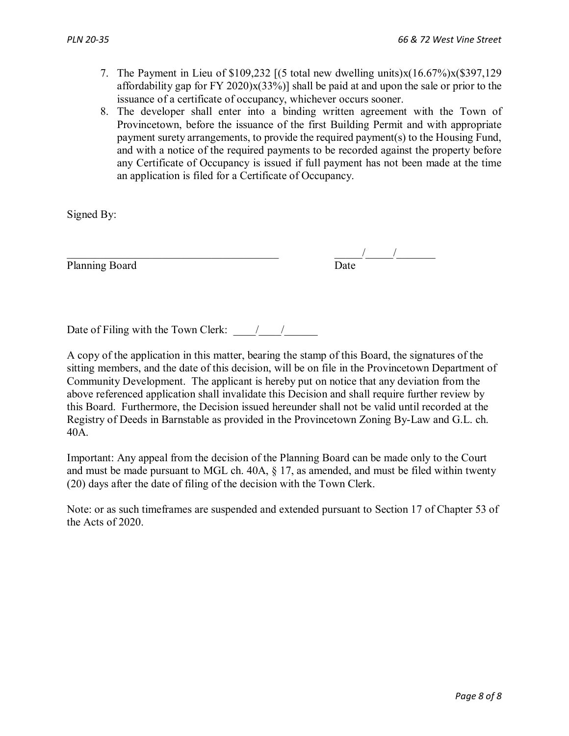7. The Payment in Lieu of $109,232 [(5 total new dwelling units)x(16.67%)x($397,129 affordability gap for FY 2020)x(33%)] shall be paid at and upon the sale or prior to the issuance of a certificate of occupancy, whichever occurs sooner.
8. The developer shall enter into a binding written agreement with the Town of Provincetown, before the issuance of the first Building Permit and with appropriate payment surety arrangements, to provide the required payment(s) to the Housing Fund, and with a notice of the required payments to be recorded against the property before any Certificate of Occupancy is issued if full payment has not been made at the time an application is filed for a Certificate of Occupancy.

Signed By:

________________________________________ _____/_____/_______

Planning Board Date

Date of Filing with the Town Clerk: ____/____/______

A copy of the application in this matter, bearing the stamp of this Board, the signatures of the sitting members, and the date of this decision, will be on file in the Provincetown Department of Community Development. The applicant is hereby put on notice that any deviation from the above referenced application shall invalidate this Decision and shall require further review by this Board. Furthermore, the Decision issued hereunder shall not be valid until recorded at the Registry of Deeds in Barnstable as provided in the Provincetown Zoning By-Law and G.L. ch. 40A.

Important: Any appeal from the decision of the Planning Board can be made only to the Court and must be made pursuant to MGL ch. 40A, § 17, as amended, and must be filed within twenty (20) days after the date of filing of the decision with the Town Clerk.

Note: or as such timeframes are suspended and extended pursuant to Section 17 of Chapter 53 of the Acts of 2020.